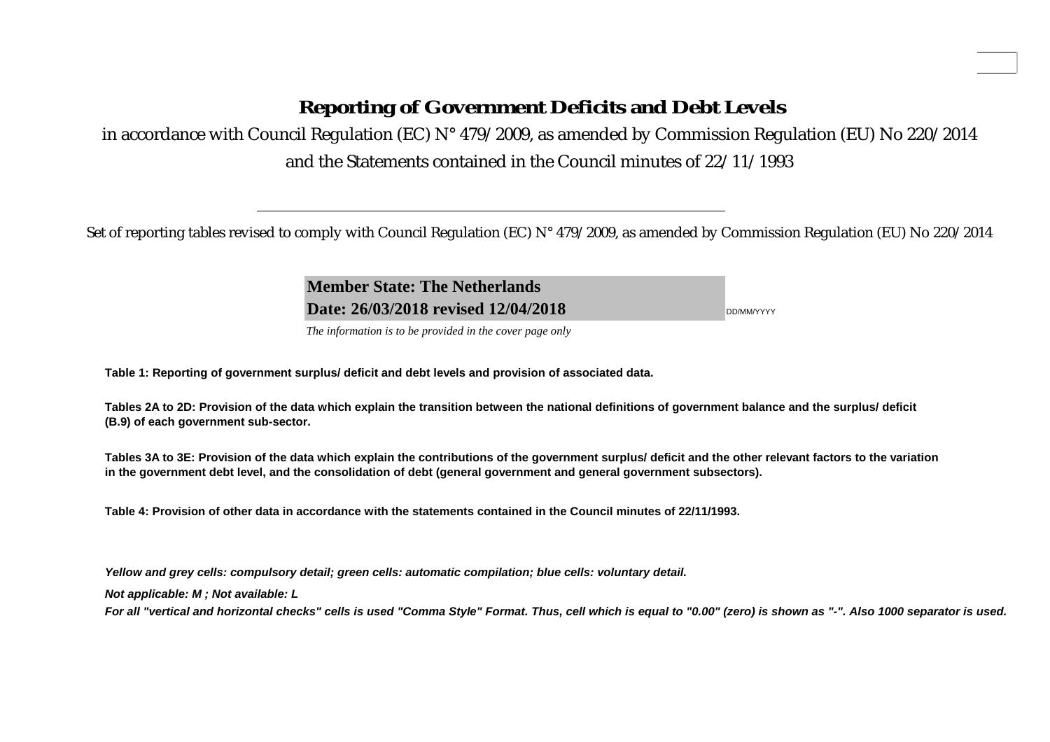# Reporting of Government Deficits and Debt Levels

in accordance with Council Regulation (EC) N° 479/2009, as amended by Commission Regulation (EU) No 220/2014
and the Statements contained in the Council minutes of 22/11/1993

---

Set of reporting tables revised to comply with Council Regulation (EC) N° 479/2009, as amended by Commission Regulation (EU) No 220/2014

**Member State: The Netherlands**
**Date: 26/03/2018 revised 12/04/2018** DD/MM/YYYY

*The information is to be provided in the cover page only*

**Table 1: Reporting of government surplus/ deficit and debt levels and provision of associated data.**

**Tables 2A to 2D: Provision of the data which explain the transition between the national definitions of government balance and the surplus/ deficit (B.9) of each government sub-sector.**

**Tables 3A to 3E: Provision of the data which explain the contributions of the government surplus/ deficit and the other relevant factors to the variation in the government debt level, and the consolidation of debt (general government and general government subsectors).**

**Table 4: Provision of other data in accordance with the statements contained in the Council minutes of 22/11/1993.**

***Yellow and grey cells: compulsory detail; green cells: automatic compilation; blue cells: voluntary detail.***

***Not applicable: M ; Not available: L***

***For all "vertical and horizontal checks" cells is used "Comma Style" Format. Thus, cell which is equal to "0.00" (zero) is shown as "-". Also 1000 separator is used.***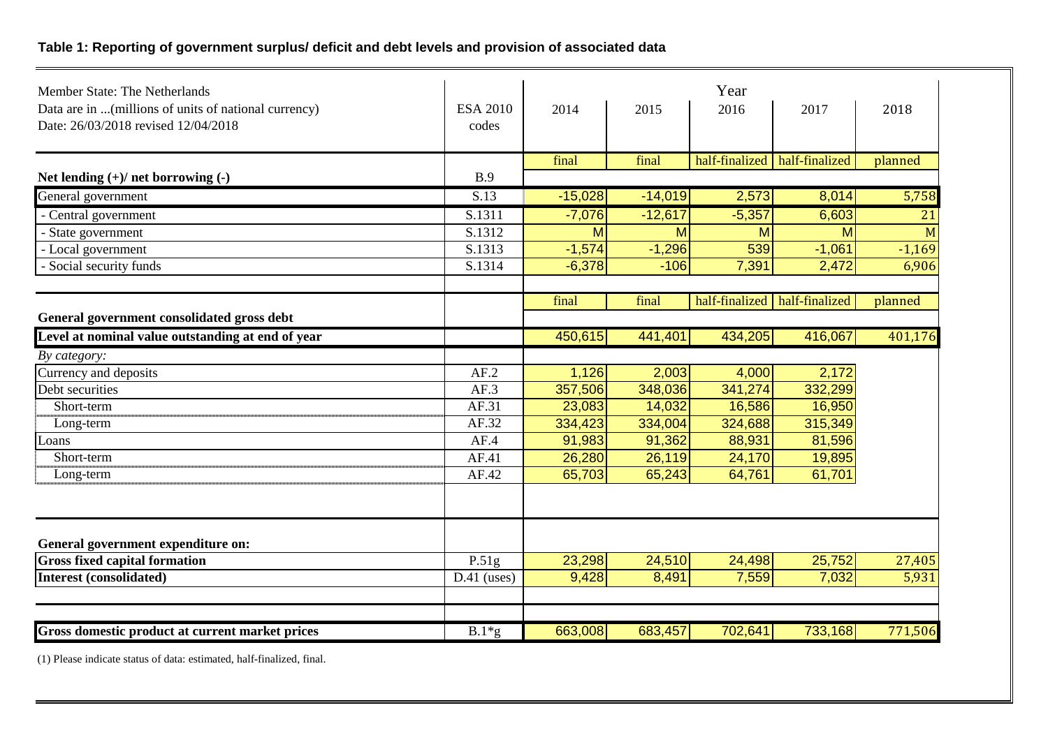**Table 1: Reporting of government surplus/ deficit and debt levels and provision of associated data**

| Member State: The Netherlands<br>Data are in ...(millions of units of national currency)<br>Date: 26/03/2018 revised 12/04/2018 | ESA 2010 codes | Year 2014 | 2015 | 2016 | 2017 | 2018 |
|---|---|---|---|---|---|---|
| | | final | final | half-finalized | half-finalized | planned |
| **Net lending (+)/ net borrowing (-)** | B.9 | | | | | |
| General government | S.13 | -15,028 | -14,019 | 2,573 | 8,014 | 5,758 |
| - Central government | S.1311 | -7,076 | -12,617 | -5,357 | 6,603 | 21 |
| - State government | S.1312 | M | M | M | M | M |
| - Local government | S.1313 | -1,574 | -1,296 | 539 | -1,061 | -1,169 |
| - Social security funds | S.1314 | -6,378 | -106 | 7,391 | 2,472 | 6,906 |
| | | final | final | half-finalized | half-finalized | planned |
| **General government consolidated gross debt** | | | | | | |
| **Level at nominal value outstanding at end of year** | | 450,615 | 441,401 | 434,205 | 416,067 | 401,176 |
| *By category:* | | | | | | |
| Currency and deposits | AF.2 | 1,126 | 2,003 | 4,000 | 2,172 | |
| Debt securities | AF.3 | 357,506 | 348,036 | 341,274 | 332,299 | |
| Short-term | AF.31 | 23,083 | 14,032 | 16,586 | 16,950 | |
| Long-term | AF.32 | 334,423 | 334,004 | 324,688 | 315,349 | |
| Loans | AF.4 | 91,983 | 91,362 | 88,931 | 81,596 | |
| Short-term | AF.41 | 26,280 | 26,119 | 24,170 | 19,895 | |
| Long-term | AF.42 | 65,703 | 65,243 | 64,761 | 61,701 | |
| **General government expenditure on:** | | | | | | |
| **Gross fixed capital formation** | P.51g | 23,298 | 24,510 | 24,498 | 25,752 | 27,405 |
| **Interest (consolidated)** | D.41 (uses) | 9,428 | 8,491 | 7,559 | 7,032 | 5,931 |
| **Gross domestic product at current market prices** | B.1*g | 663,008 | 683,457 | 702,641 | 733,168 | 771,506 |

(1) Please indicate status of data: estimated, half-finalized, final.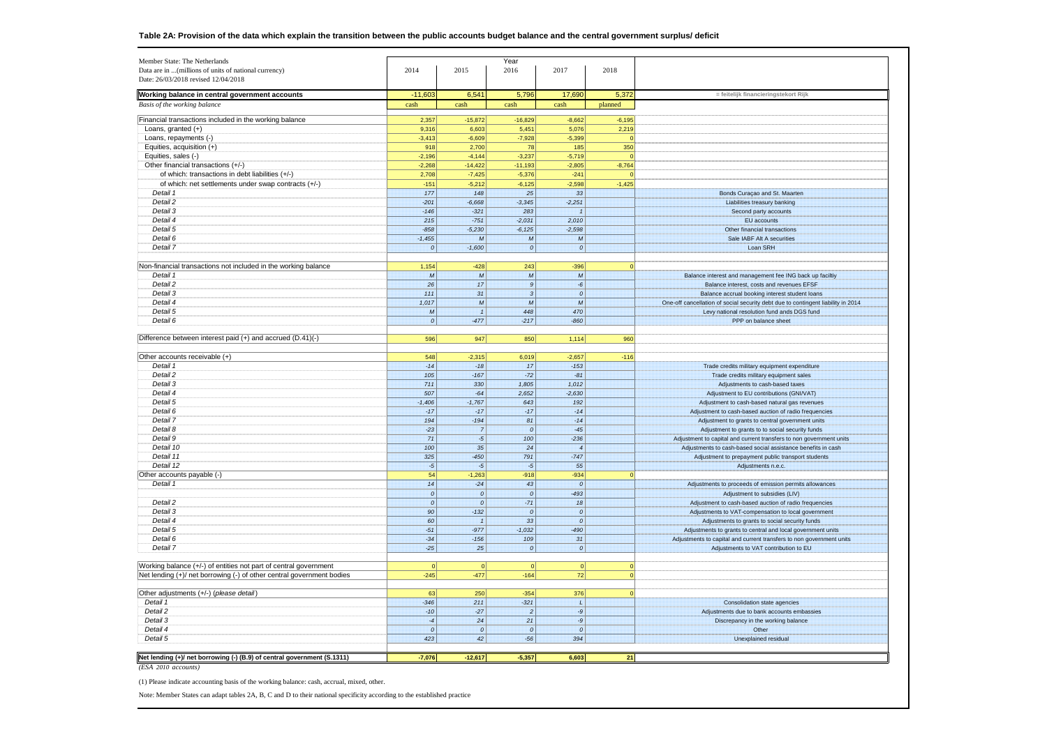## Table 2A: Provision of the data which explain the transition between the public accounts budget balance and the central government surplus/ deficit

| Member State: The Netherlands<br>Data are in ...(millions of units of national currency)<br>Date: 26/03/2018 revised 12/04/2018 | Year | | | | | |
|---|---|---|---|---|---|---|
| | 2014 | 2015 | 2016 | 2017 | 2018 | |
| **Working balance in central government accounts** | -11,603 | 6,541 | 5,796 | 17,690 | 5,372 | = feitelijk financieringstekort Rijk |
| *Basis of the working balance* | cash | cash | cash | cash | planned | |
| Financial transactions included in the working balance | 2,357 | -15,872 | -16,829 | -8,662 | -6,195 | |
| Loans, granted (+) | 9,316 | 6,603 | 5,451 | 5,076 | 2,219 | |
| Loans, repayments (-) | -3,413 | -6,609 | -7,928 | -5,399 | 0 | |
| Equities, acquisition (+) | 918 | 2,700 | 78 | 185 | 350 | |
| Equities, sales (-) | -2,196 | -4,144 | -3,237 | -5,719 | 0 | |
| Other financial transactions (+/-) | -2,268 | -14,422 | -11,193 | -2,805 | -8,764 | |
| of which: transactions in debt liabilities (+/-) | 2,708 | -7,425 | -5,376 | -241 | 0 | |
| of which: net settlements under swap contracts (+/-) | -151 | -5,212 | -6,125 | -2,598 | -1,425 | |
| *Detail 1* | 177 | 148 | 25 | 33 | | Bonds Curaçao and St. Maarten |
| *Detail 2* | -201 | -6,668 | -3,345 | -2,251 | | Liabilities treasury banking |
| *Detail 3* | -146 | -321 | 283 | 1 | | Second party accounts |
| *Detail 4* | 215 | -751 | -2,031 | 2,010 | | EU accounts |
| *Detail 5* | -858 | -5,230 | -6,125 | -2,598 | | Other financial transactions |
| *Detail 6* | -1,455 | M | M | M | | Sale IABF Alt A securities |
| *Detail 7* | 0 | -1,600 | 0 | 0 | | Loan SRH |
| Non-financial transactions not included in the working balance | 1,154 | -428 | 243 | -396 | 0 | |
| *Detail 1* | M | M | M | M | | Balance interest and management fee ING back up faciltiy |
| *Detail 2* | 26 | 17 | 9 | -6 | | Balance interest, costs and revenues EFSF |
| *Detail 3* | 111 | 31 | 3 | 0 | | Balance accrual booking interest student loans |
| *Detail 4* | 1,017 | M | M | M | | One-off cancellation of social security debt due to contingent liability in 2014 |
| *Detail 5* | M | 1 | 448 | 470 | | Levy national resolution fund ands DGS fund |
| *Detail 6* | 0 | -477 | -217 | -860 | | PPP on balance sheet |
| Difference between interest paid (+) and accrued (D.41)(-) | 596 | 947 | 850 | 1,114 | 960 | |
| Other accounts receivable (+) | 548 | -2,315 | 6,019 | -2,657 | -116 | |
| *Detail 1* | -14 | -18 | 17 | -153 | | Trade credits military equipment expenditure |
| *Detail 2* | 105 | -167 | -72 | -81 | | Trade credits military equipment sales |
| *Detail 3* | 711 | 330 | 1,805 | 1,012 | | Adjustments to cash-based taxes |
| *Detail 4* | 507 | -64 | 2,652 | -2,630 | | Adjustment to EU contributions (GNI/VAT) |
| *Detail 5* | -1,406 | -1,767 | 643 | 192 | | Adjustment to cash-based natural gas revenues |
| *Detail 6* | -17 | -17 | -17 | -14 | | Adjustment to cash-based auction of radio frequencies |
| *Detail 7* | 194 | -194 | 81 | -14 | | Adjustment to grants to central government units |
| *Detail 8* | -23 | 7 | 0 | -45 | | Adjustment to grants to social security funds |
| *Detail 9* | 71 | -5 | 100 | -236 | | Adjustment to capital and current transfers to non government units |
| *Detail 10* | 100 | 35 | 24 | 4 | | Adjustments to cash-based social assistance benefits in cash |
| *Detail 11* | 325 | -450 | 791 | -747 | | Adjustment to prepayment public transport students |
| *Detail 12* | -5 | -5 | -5 | 55 | | Adjustments n.e.c. |
| Other accounts payable (-) | 54 | -1,263 | -918 | -934 | 0 | |
| *Detail 1* | 14 | -24 | 43 | 0 | | Adjustments to proceeds of emission permits allowances |
| | 0 | 0 | 0 | -493 | | Adjustment to subsidies (LIV) |
| *Detail 2* | 0 | 0 | -71 | 18 | | Adjustment to cash-based auction of radio frequencies |
| *Detail 3* | 90 | -132 | 0 | 0 | | Adjustments to VAT-compensation to local government |
| *Detail 4* | 60 | 1 | 33 | 0 | | Adjustments to grants to social security funds |
| *Detail 5* | -51 | -977 | -1,032 | -490 | | Adjustments to grants to central and local government units |
| *Detail 6* | -34 | -156 | 109 | 31 | | Adjustments to capital and current transfers to non government units |
| *Detail 7* | -25 | 25 | 0 | 0 | | Adjustments to VAT contribution to EU |
| Working balance (+/-) of entities not part of central government | 0 | 0 | 0 | 0 | 0 | |
| Net lending (+)/ net borrowing (-) of other central government bodies | -245 | -477 | -164 | 72 | 0 | |
| Other adjustments (+/-) (*please detail*) | 63 | 250 | -354 | 376 | 0 | |
| *Detail 1* | -346 | 211 | -321 | L | | Consolidation state agencies |
| *Detail 2* | -10 | -27 | 2 | -9 | | Adjustments due to bank accounts embassies |
| *Detail 3* | -4 | 24 | 21 | -9 | | Discrepancy in the working balance |
| *Detail 4* | 0 | 0 | 0 | 0 | | Other |
| *Detail 5* | 423 | 42 | -56 | 394 | | Unexplained residual |
| **Net lending (+)/ net borrowing (-) (B.9) of central government (S.1311)** | -7,076 | -12,617 | -5,357 | 6,603 | 21 | |

*(ESA 2010 accounts)*

(1) Please indicate accounting basis of the working balance: cash, accrual, mixed, other.

Note: Member States can adapt tables 2A, B, C and D to their national specificity according to the established practice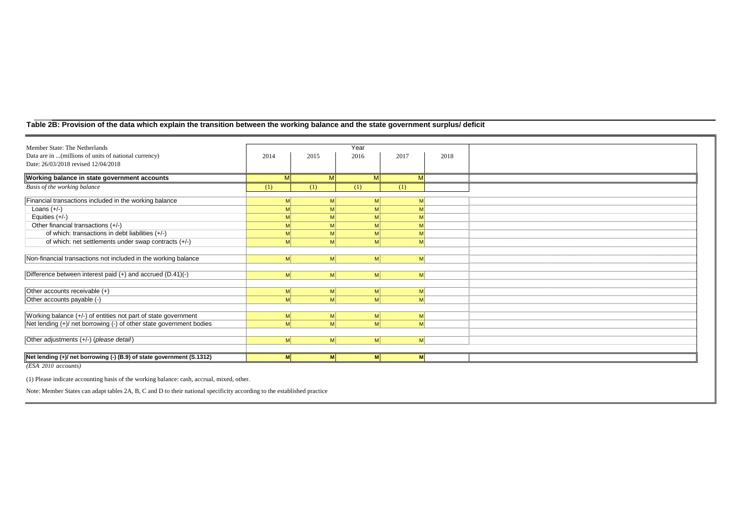## Table 2B: Provision of the data which explain the transition between the working balance and the state government surplus/ deficit

| Member State: The Netherlands<br>Data are in ...(millions of units of national currency)<br>Date: 26/03/2018 revised 12/04/2018 | Year 2014 | 2015 | 2016 | 2017 | 2018 | |
|---|---|---|---|---|---|---|
| **Working balance in state government accounts** | **M** | **M** | **M** | **M** | | |
| *Basis of the working balance* | (1) | (1) | (1) | (1) | | |
| Financial transactions included in the working balance | M | M | M | M | | |
| Loans (+/-) | M | M | M | M | | |
| Equities (+/-) | M | M | M | M | | |
| Other financial transactions (+/-) | M | M | M | M | | |
| of which: transactions in debt liabilities (+/-) | M | M | M | M | | |
| of which: net settlements under swap contracts (+/-) | M | M | M | M | | |
| Non-financial transactions not included in the working balance | M | M | M | M | | |
| Difference between interest paid (+) and accrued (D.41)(-) | M | M | M | M | | |
| Other accounts receivable (+) | M | M | M | M | | |
| Other accounts payable (-) | M | M | M | M | | |
| Working balance (+/-) of entities not part of state government | M | M | M | M | | |
| Net lending (+)/ net borrowing (-) of other state government bodies | M | M | M | M | | |
| Other adjustments (+/-) (*please detail*) | M | M | M | M | | |
| **Net lending (+)/ net borrowing (-) (B.9) of state government (S.1312)** | **M** | **M** | **M** | **M** | | |

*(ESA 2010 accounts)*

(1) Please indicate accounting basis of the working balance: cash, accrual, mixed, other.

Note: Member States can adapt tables 2A, B, C and D to their national specificity according to the established practice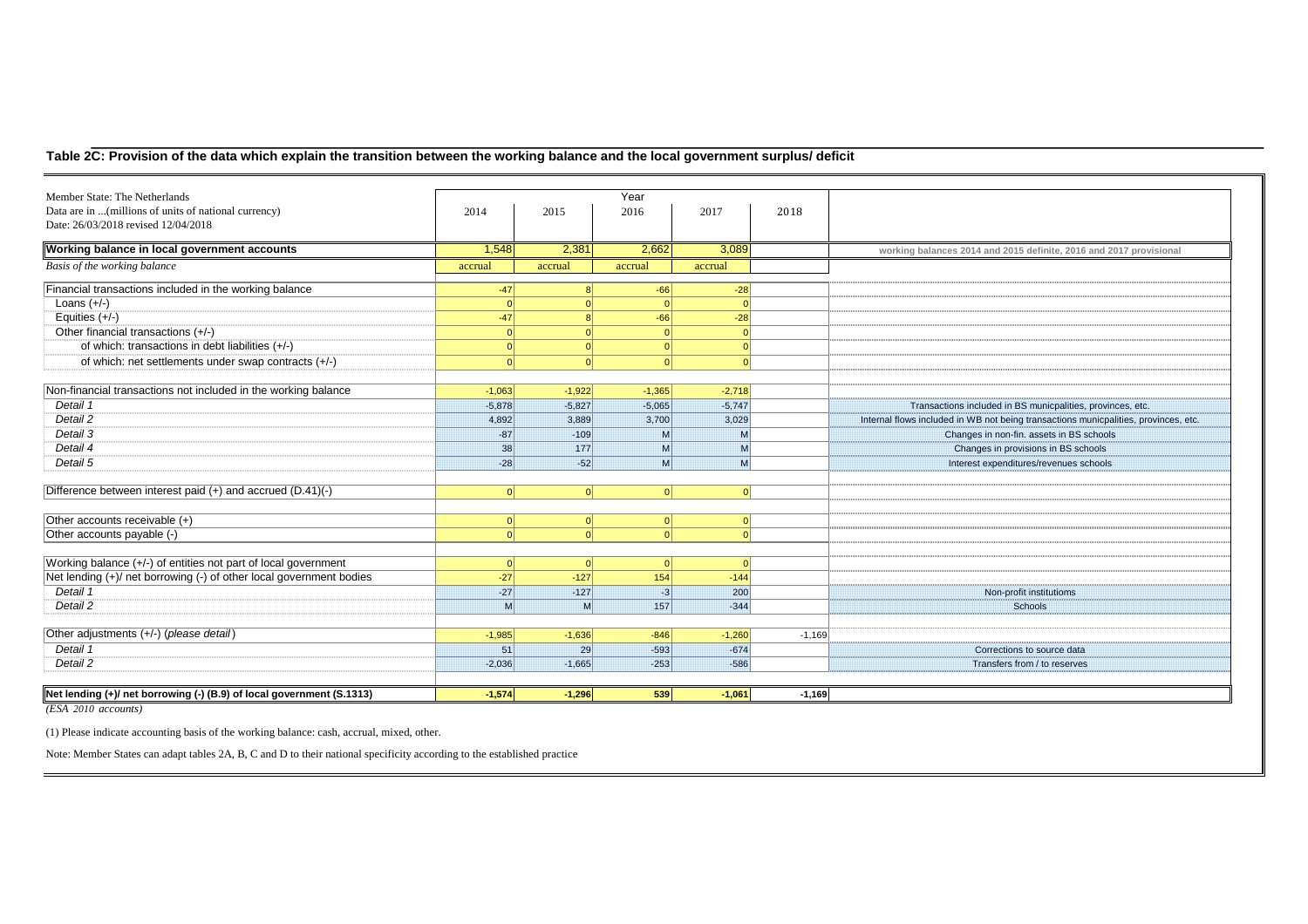## Table 2C: Provision of the data which explain the transition between the working balance and the local government surplus/ deficit

| Member State: The Netherlands<br>Data are in ...(millions of units of national currency)<br>Date: 26/03/2018 revised 12/04/2018 | Year 2014 | 2015 | 2016 | 2017 | 2018 | |
|---|---|---|---|---|---|---|
| **Working balance in local government accounts** | 1,548 | 2,381 | 2,662 | 3,089 | | working balances 2014 and 2015 definite, 2016 and 2017 provisional |
| *Basis of the working balance* | accrual | accrual | accrual | accrual | | |
| Financial transactions included in the working balance | -47 | 8 | -66 | -28 | | |
| Loans (+/-) | 0 | 0 | 0 | 0 | | |
| Equities (+/-) | -47 | 8 | -66 | -28 | | |
| Other financial transactions (+/-) | 0 | 0 | 0 | 0 | | |
| of which: transactions in debt liabilities (+/-) | 0 | 0 | 0 | 0 | | |
| of which: net settlements under swap contracts (+/-) | 0 | 0 | 0 | 0 | | |
| Non-financial transactions not included in the working balance | -1,063 | -1,922 | -1,365 | -2,718 | | |
| *Detail 1* | -5,878 | -5,827 | -5,065 | -5,747 | | Transactions included in BS municpalities, provinces, etc. |
| *Detail 2* | 4,892 | 3,889 | 3,700 | 3,029 | | Internal flows included in WB not being transactions municpalities, provinces, etc. |
| *Detail 3* | -87 | -109 | M | M | | Changes in non-fin. assets in BS schools |
| *Detail 4* | 38 | 177 | M | M | | Changes in provisions in BS schools |
| *Detail 5* | -28 | -52 | M | M | | Interest expenditures/revenues schools |
| Difference between interest paid (+) and accrued (D.41)(-) | 0 | 0 | 0 | 0 | | |
| Other accounts receivable (+) | 0 | 0 | 0 | 0 | | |
| Other accounts payable (-) | 0 | 0 | 0 | 0 | | |
| Working balance (+/-) of entities not part of local government | 0 | 0 | 0 | 0 | | |
| Net lending (+)/ net borrowing (-) of other local government bodies | -27 | -127 | 154 | -144 | | |
| *Detail 1* | -27 | -127 | -3 | 200 | | Non-profit institutioms |
| *Detail 2* | M | M | 157 | -344 | | Schools |
| Other adjustments (+/-) (*please detail*) | -1,985 | -1,636 | -846 | -1,260 | -1,169 | |
| *Detail 1* | 51 | 29 | -593 | -674 | | Corrections to source data |
| *Detail 2* | -2,036 | -1,665 | -253 | -586 | | Transfers from / to reserves |
| **Net lending (+)/ net borrowing (-) (B.9) of local government (S.1313)** | **-1,574** | **-1,296** | **539** | **-1,061** | **-1,169** | |

*(ESA 2010 accounts)*

(1) Please indicate accounting basis of the working balance: cash, accrual, mixed, other.

Note: Member States can adapt tables 2A, B, C and D to their national specificity according to the established practice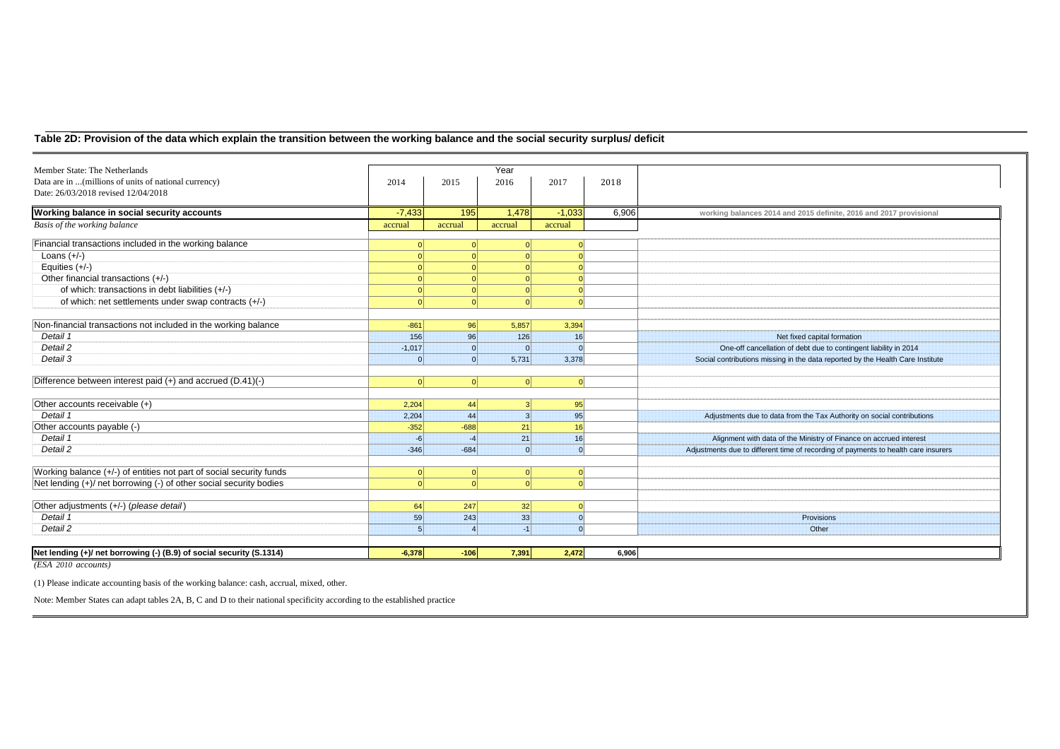## Table 2D: Provision of the data which explain the transition between the working balance and the social security surplus/ deficit

| Member State: The Netherlands<br>Data are in ...(millions of units of national currency)<br>Date: 26/03/2018 revised 12/04/2018 | Year<br>2014 | 2015 | 2016 | 2017 | 2018 | |
|---|---|---|---|---|---|---|
| **Working balance in social security accounts** | -7,433 | 195 | 1,478 | -1,033 | 6,906 | working balances 2014 and 2015 definite, 2016 and 2017 provisional |
| *Basis of the working balance* | accrual | accrual | accrual | accrual | | |
| Financial transactions included in the working balance | 0 | 0 | 0 | 0 | | |
| Loans (+/-) | 0 | 0 | 0 | 0 | | |
| Equities (+/-) | 0 | 0 | 0 | 0 | | |
| Other financial transactions (+/-) | 0 | 0 | 0 | 0 | | |
| of which: transactions in debt liabilities (+/-) | 0 | 0 | 0 | 0 | | |
| of which: net settlements under swap contracts (+/-) | 0 | 0 | 0 | 0 | | |
| Non-financial transactions not included in the working balance | -861 | 96 | 5,857 | 3,394 | | |
| *Detail 1* | 156 | 96 | 126 | 16 | | Net fixed capital formation |
| *Detail 2* | -1,017 | 0 | 0 | 0 | | One-off cancellation of debt due to contingent liability in 2014 |
| *Detail 3* | 0 | 0 | 5,731 | 3,378 | | Social contributions missing in the data reported by the Health Care Institute |
| Difference between interest paid (+) and accrued (D.41)(-) | 0 | 0 | 0 | 0 | | |
| Other accounts receivable (+) | 2,204 | 44 | 3 | 95 | | |
| *Detail 1* | 2,204 | 44 | 3 | 95 | | Adjustments due to data from the Tax Authority on social contributions |
| Other accounts payable (-) | -352 | -688 | 21 | 16 | | |
| *Detail 1* | -6 | -4 | 21 | 16 | | Alignment with data of the Ministry of Finance on accrued interest |
| *Detail 2* | -346 | -684 | 0 | 0 | | Adjustments due to different time of recording of payments to health care insurers |
| Working balance (+/-) of entities not part of social security funds | 0 | 0 | 0 | 0 | | |
| Net lending (+)/ net borrowing (-) of other social security bodies | 0 | 0 | 0 | 0 | | |
| Other adjustments (+/-) (*please detail*) | 64 | 247 | 32 | 0 | | |
| *Detail 1* | 59 | 243 | 33 | 0 | | Provisions |
| *Detail 2* | 5 | 4 | -1 | 0 | | Other |
| **Net lending (+)/ net borrowing (-) (B.9) of social security (S.1314)** | **-6,378** | **-106** | **7,391** | **2,472** | **6,906** | |

*(ESA 2010 accounts)*

(1) Please indicate accounting basis of the working balance: cash, accrual, mixed, other.

Note: Member States can adapt tables 2A, B, C and D to their national specificity according to the established practice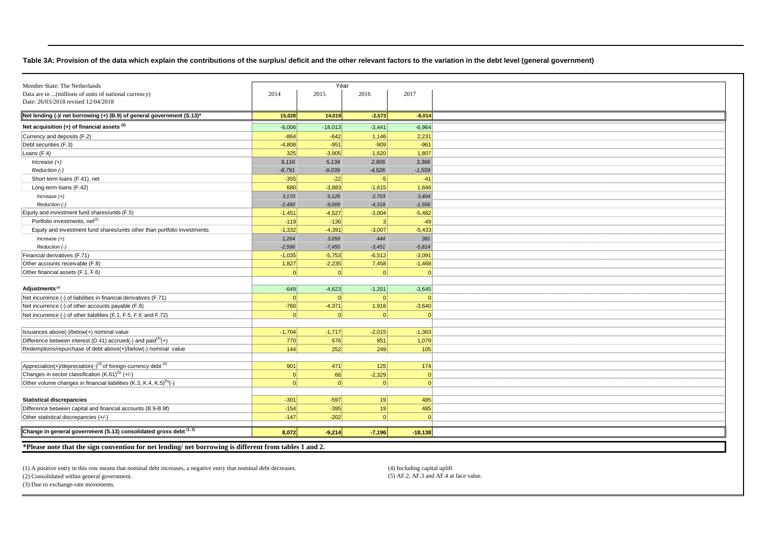**Table 3A: Provision of the data which explain the contributions of the surplus/ deficit and the other relevant factors to the variation in the debt level (general government)**

| Member State: The Netherlands<br>Data are in ...(millions of units of national currency)<br>Date: 26/03/2018 revised 12/04/2018 | Year 2014 | 2015 | 2016 | 2017 |
|---|---|---|---|---|
| **Net lending (-)/ net borrowing (+) (B.9) of general government (S.13)*** | **15,028** | **14,019** | **-2,573** | **-8,014** |
| **Net acquisition (+) of financial assets [(2)]** | -6,006 | -18,013 | -3,441 | -6,964 |
| Currency and deposits (F.2) | -864 | -642 | 1,146 | 2,231 |
| Debt securities (F.3) | -4,808 | -951 | -909 | -961 |
| Loans (F.4) | 325 | -3,905 | -1,620 | 1,807 |
| *Increase (+)* | *9,116* | *5,134* | *2,906* | *3,366* |
| *Reduction (-)* | *-8,791* | *-9,039* | *-4,526* | *-1,559* |
| Short term loans (F.41), net | -355 | -22 | -5 | -41 |
| Long-term loans (F.42) | 680 | -3,883 | -1,615 | 1,848 |
| *Increase (+)* | *3,170* | *5,126* | *2,703* | *3,404* |
| *Reduction (-)* | *-2,490* | *-9,009* | *-4,318* | *-1,556* |
| Equity and investment fund shares/units (F.5) | -1,451 | -4,527 | -3,004 | -5,482 |
| Portfolio investments, net[(2)] | -119 | -136 | 3 | -49 |
| Equity and investment fund shares/units other than portfolio investments | -1,332 | -4,391 | -3,007 | -5,433 |
| *Increase (+)* | *1,264* | *3,059* | *444* | *381* |
| *Reduction (-)* | *-2,596* | *-7,450* | *-3,451* | *-5,814* |
| Financial derivatives (F.71) | -1,035 | -5,753 | -6,512 | -3,091 |
| Other accounts receivable (F.8) | 1,827 | -2,235 | 7,458 | -1,468 |
| Other financial assets (F.1, F.6) | 0 | 0 | 0 | 0 |
| | | | | |
| **Adjustments [(2)]** | -649 | -4,623 | -1,201 | -3,645 |
| Net incurrence (-) of liabilities in financial derivatives (F.71) | 0 | 0 | 0 | 0 |
| Net incurrence (-) of other accounts payable (F.8) | -760 | -4,371 | 1,918 | -3,640 |
| Net incurrence (-) of other liabilities (F.1, F.5, F.6 and F.72) | 0 | 0 | 0 | 0 |
| | | | | |
| Issuances above(-)/below(+) nominal value | -1,704 | -1,717 | -2,015 | -1,363 |
| Difference between interest (D.41) accrued(-) and paid[(4)](+) | 770 | 676 | 851 | 1,079 |
| Redemptions/repurchase of debt above(+)/below(-) nominal value | 144 | 252 | 249 | 105 |
| | | | | |
| Appreciation(+)/depreciation(-)[(3)] of foreign-currency debt [(5)] | 901 | 471 | 125 | 174 |
| Changes in sector classification (K.61)[(5)] (+/-) | 0 | 66 | -2,329 | 0 |
| Other volume changes in financial liabilities (K.3, K.4, K.5)[(5)](-) | 0 | 0 | 0 | 0 |
| | | | | |
| **Statistical discrepancies** | -301 | -597 | 19 | 485 |
| Difference between capital and financial accounts (B.9-B.9f) | -154 | -395 | 19 | 485 |
| Other statistical discrepancies (+/-) | -147 | -202 | 0 | 0 |
| | | | | |
| **Change in general government (S.13) consolidated gross debt [(1, 2)]** | **8,072** | **-9,214** | **-7,196** | **-18,138** |

**\*Please note that the sign convention for net lending/ net borrowing is different from tables 1 and 2.**

(1) A positive entry in this row means that nominal debt increases, a negative entry that nominal debt decreases.
(2) Consolidated within general government.
(3) Due to exchange-rate movements.
(4) Including capital uplift
(5) AF.2, AF.3 and AF.4 at face value.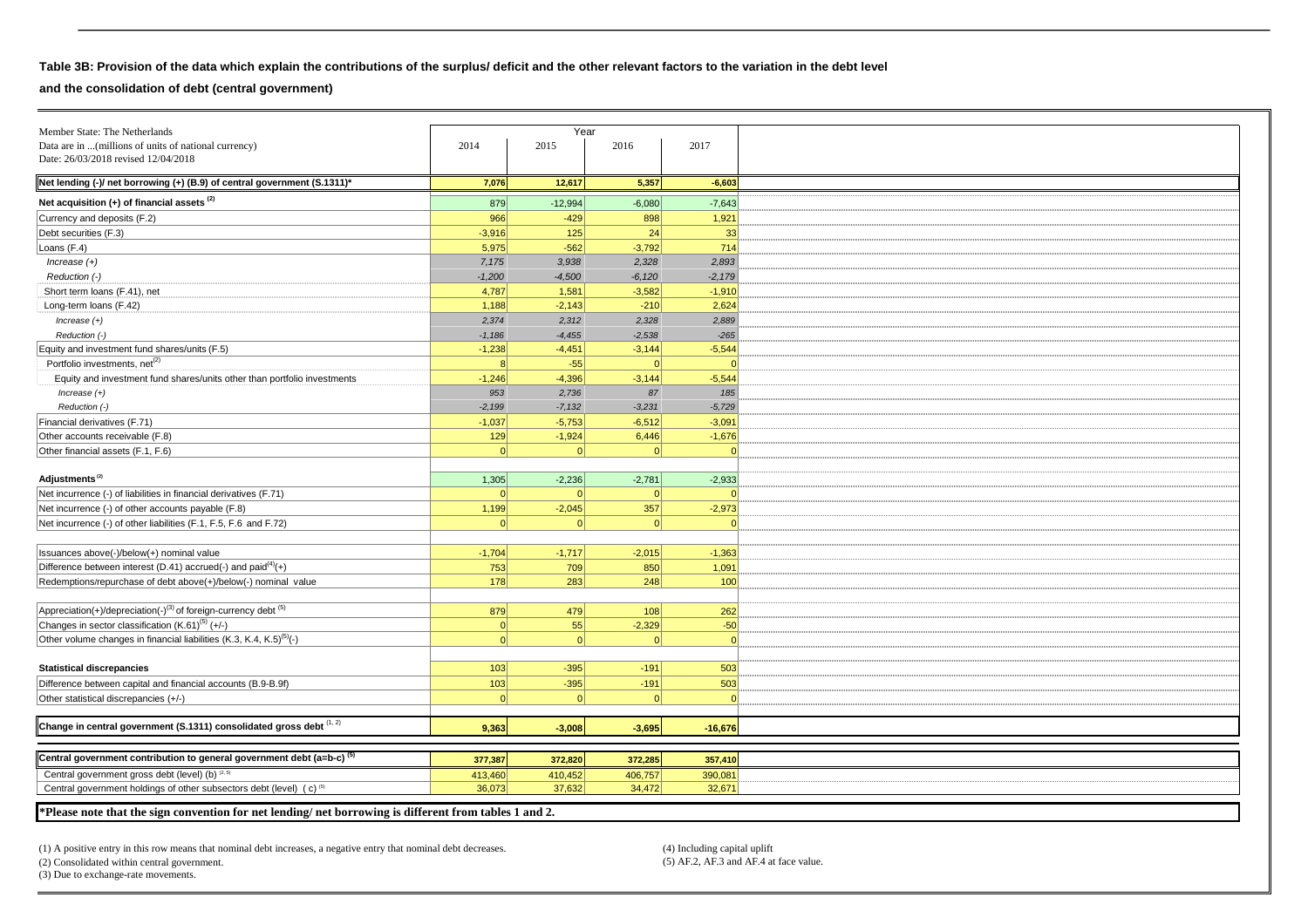**Table 3B: Provision of the data which explain the contributions of the surplus/ deficit and the other relevant factors to the variation in the debt level and the consolidation of debt (central government)**

| Member State: The Netherlands<br>Data are in ...(millions of units of national currency)<br>Date: 26/03/2018 revised 12/04/2018 | Year | | | |
|---|---|---|---|---|
| | 2014 | 2015 | 2016 | 2017 |
| **Net lending (-)/ net borrowing (+) (B.9) of central government (S.1311)*** | 7,076 | 12,617 | 5,357 | -6,603 |
| **Net acquisition (+) of financial assets (2)** | 879 | -12,994 | -6,080 | -7,643 |
| Currency and deposits (F.2) | 966 | -429 | 898 | 1,921 |
| Debt securities (F.3) | -3,916 | 125 | 24 | 33 |
| Loans (F.4) | 5,975 | -562 | -3,792 | 714 |
| *Increase (+)* | *7,175* | *3,938* | *2,328* | *2,893* |
| *Reduction (-)* | *-1,200* | *-4,500* | *-6,120* | *-2,179* |
| Short term loans (F.41), net | 4,787 | 1,581 | -3,582 | -1,910 |
| Long-term loans (F.42) | 1,188 | -2,143 | -210 | 2,624 |
| *Increase (+)* | *2,374* | *2,312* | *2,328* | *2,889* |
| *Reduction (-)* | *-1,186* | *-4,455* | *-2,538* | *-265* |
| Equity and investment fund shares/units (F.5) | -1,238 | -4,451 | -3,144 | -5,544 |
| Portfolio investments, net(2) | 8 | -55 | 0 | 0 |
| Equity and investment fund shares/units other than portfolio investments | -1,246 | -4,396 | -3,144 | -5,544 |
| *Increase (+)* | *953* | *2,736* | *87* | *185* |
| *Reduction (-)* | *-2,199* | *-7,132* | *-3,231* | *-5,729* |
| Financial derivatives (F.71) | -1,037 | -5,753 | -6,512 | -3,091 |
| Other accounts receivable (F.8) | 129 | -1,924 | 6,446 | -1,676 |
| Other financial assets (F.1, F.6) | 0 | 0 | 0 | 0 |
| **Adjustments (2)** | 1,305 | -2,236 | -2,781 | -2,933 |
| Net incurrence (-) of liabilities in financial derivatives (F.71) | 0 | 0 | 0 | 0 |
| Net incurrence (-) of other accounts payable (F.8) | 1,199 | -2,045 | 357 | -2,973 |
| Net incurrence (-) of other liabilities (F.1, F.5, F.6 and F.72) | 0 | 0 | 0 | 0 |
| Issuances above(-)/below(+) nominal value | -1,704 | -1,717 | -2,015 | -1,363 |
| Difference between interest (D.41) accrued(-) and paid(4)(+) | 753 | 709 | 850 | 1,091 |
| Redemptions/repurchase of debt above(+)/below(-) nominal value | 178 | 283 | 248 | 100 |
| Appreciation(+)/depreciation(-)(3) of foreign-currency debt (5) | 879 | 479 | 108 | 262 |
| Changes in sector classification (K.61)(5) (+/-) | 0 | 55 | -2,329 | -50 |
| Other volume changes in financial liabilities (K.3, K.4, K.5)(5)(-) | 0 | 0 | 0 | 0 |
| **Statistical discrepancies** | 103 | -395 | -191 | 503 |
| Difference between capital and financial accounts (B.9-B.9f) | 103 | -395 | -191 | 503 |
| Other statistical discrepancies (+/-) | 0 | 0 | 0 | 0 |
| **Change in central government (S.1311) consolidated gross debt (1, 2)** | 9,363 | -3,008 | -3,695 | -16,676 |
| **Central government contribution to general government debt (a=b-c) (5)** | 377,387 | 372,820 | 372,285 | 357,410 |
| Central government gross debt (level) (b) (2, 5) | 413,460 | 410,452 | 406,757 | 390,081 |
| Central government holdings of other subsectors debt (level) ( c) (5) | 36,073 | 37,632 | 34,472 | 32,671 |

**\*Please note that the sign convention for net lending/ net borrowing is different from tables 1 and 2.**

(1) A positive entry in this row means that nominal debt increases, a negative entry that nominal debt decreases.
(2) Consolidated within central government.
(3) Due to exchange-rate movements.
(4) Including capital uplift
(5) AF.2, AF.3 and AF.4 at face value.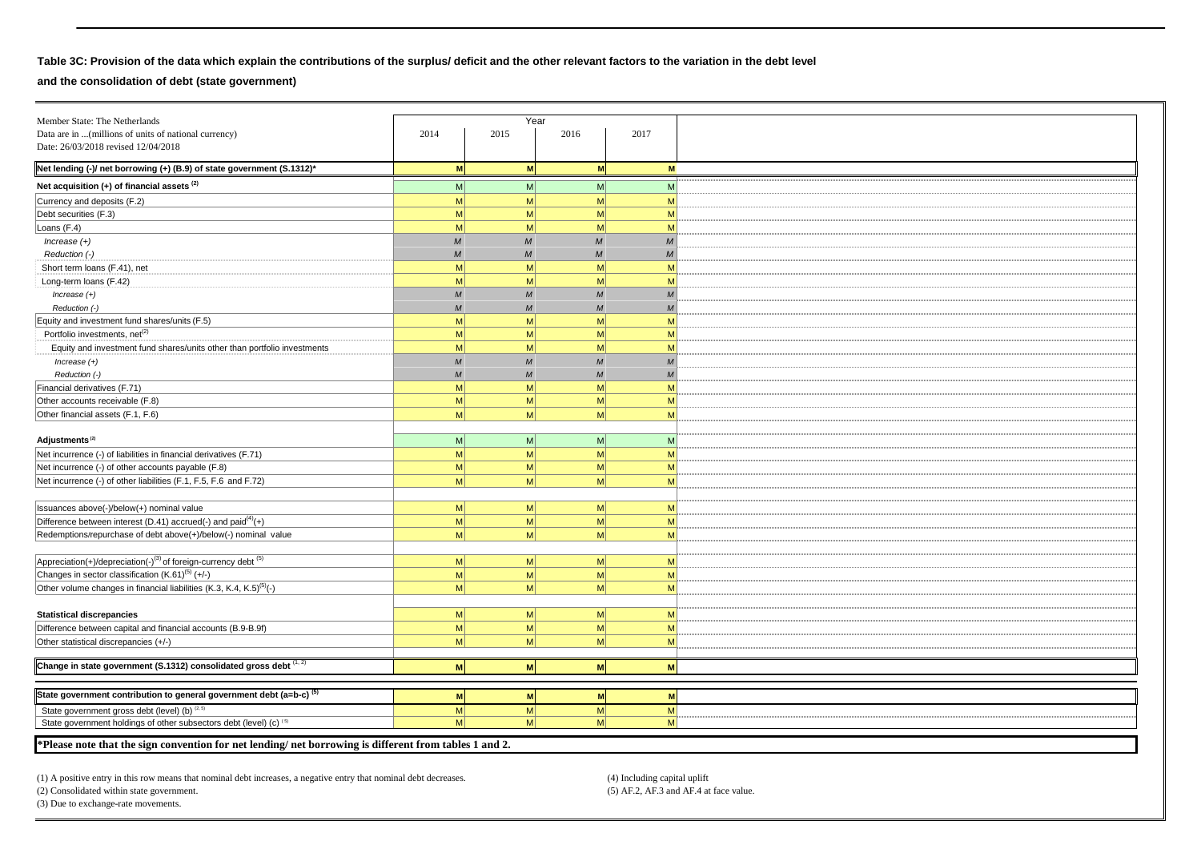**Table 3C: Provision of the data which explain the contributions of the surplus/ deficit and the other relevant factors to the variation in the debt level and the consolidation of debt (state government)**

| Member State: The Netherlands<br>Data are in ...(millions of units of national currency)<br>Date: 26/03/2018 revised 12/04/2018 | Year 2014 | 2015 | 2016 | 2017 |
|---|---|---|---|---|
| **Net lending (-)/ net borrowing (+) (B.9) of state government (S.1312)*** | **M** | **M** | **M** | **M** |
| **Net acquisition (+) of financial assets (2)** | M | M | M | M |
| Currency and deposits (F.2) | M | M | M | M |
| Debt securities (F.3) | M | M | M | M |
| Loans (F.4) | M | M | M | M |
| *Increase (+)* | *M* | *M* | *M* | *M* |
| *Reduction (-)* | *M* | *M* | *M* | *M* |
| Short term loans (F.41), net | M | M | M | M |
| Long-term loans (F.42) | M | M | M | M |
| *Increase (+)* | *M* | *M* | *M* | *M* |
| *Reduction (-)* | *M* | *M* | *M* | *M* |
| Equity and investment fund shares/units (F.5) | M | M | M | M |
| Portfolio investments, net(2) | M | M | M | M |
| Equity and investment fund shares/units other than portfolio investments | M | M | M | M |
| *Increase (+)* | *M* | *M* | *M* | *M* |
| *Reduction (-)* | *M* | *M* | *M* | *M* |
| Financial derivatives (F.71) | M | M | M | M |
| Other accounts receivable (F.8) | M | M | M | M |
| Other financial assets (F.1, F.6) | M | M | M | M |
| | | | | |
| **Adjustments (2)** | M | M | M | M |
| Net incurrence (-) of liabilities in financial derivatives (F.71) | M | M | M | M |
| Net incurrence (-) of other accounts payable (F.8) | M | M | M | M |
| Net incurrence (-) of other liabilities (F.1, F.5, F.6 and F.72) | M | M | M | M |
| | | | | |
| Issuances above(-)/below(+) nominal value | M | M | M | M |
| Difference between interest (D.41) accrued(-) and paid(4)(+) | M | M | M | M |
| Redemptions/repurchase of debt above(+)/below(-) nominal value | M | M | M | M |
| | | | | |
| Appreciation(+)/depreciation(-)(3) of foreign-currency debt (5) | M | M | M | M |
| Changes in sector classification (K.61)(5) (+/-) | M | M | M | M |
| Other volume changes in financial liabilities (K.3, K.4, K.5)(5)(-) | M | M | M | M |
| | | | | |
| **Statistical discrepancies** | M | M | M | M |
| Difference between capital and financial accounts (B.9-B.9f) | M | M | M | M |
| Other statistical discrepancies (+/-) | M | M | M | M |
| | | | | |
| **Change in state government (S.1312) consolidated gross debt (1, 2)** | **M** | **M** | **M** | **M** |
| | | | | |
| **State government contribution to general government debt (a=b-c) (5)** | **M** | **M** | **M** | **M** |
| State government gross debt (level) (b) (2, 5) | M | M | M | M |
| State government holdings of other subsectors debt (level) (c) (5) | M | M | M | M |

**\*Please note that the sign convention for net lending/ net borrowing is different from tables 1 and 2.**

(1) A positive entry in this row means that nominal debt increases, a negative entry that nominal debt decreases.
(2) Consolidated within state government.
(3) Due to exchange-rate movements.
(4) Including capital uplift
(5) AF.2, AF.3 and AF.4 at face value.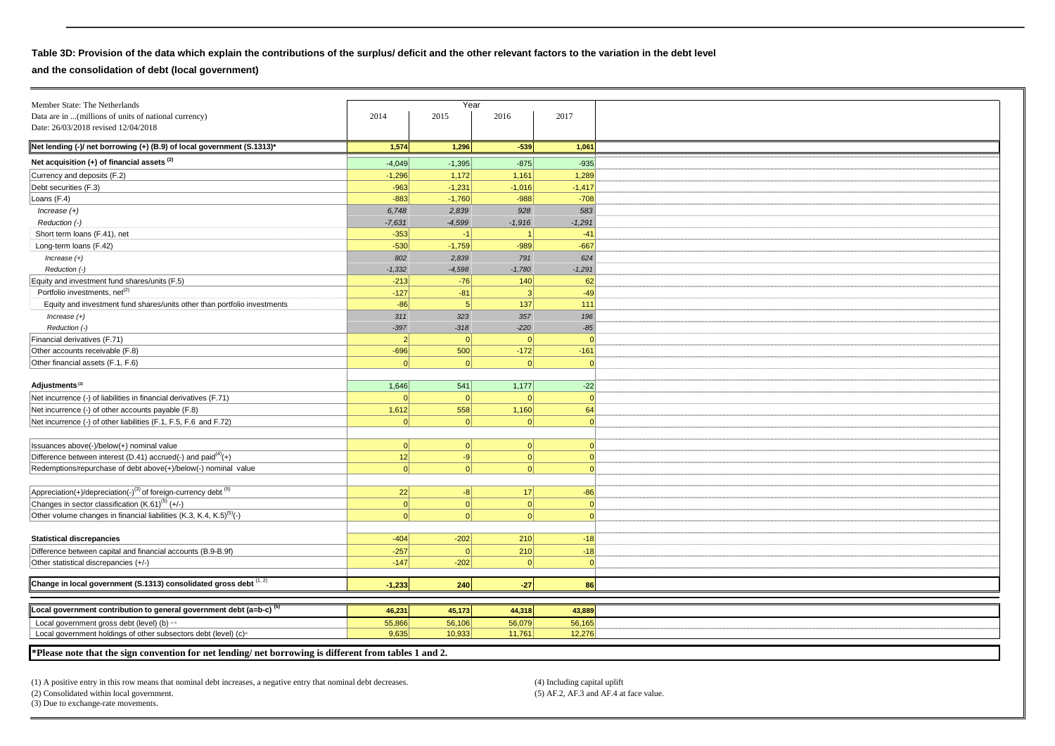**Table 3D: Provision of the data which explain the contributions of the surplus/ deficit and the other relevant factors to the variation in the debt level and the consolidation of debt (local government)**

| Member State: The Netherlands<br>Data are in ...(millions of units of national currency)<br>Date: 26/03/2018 revised 12/04/2018 | Year | | | |
|---|---|---|---|---|
| | 2014 | 2015 | 2016 | 2017 |
| **Net lending (-)/ net borrowing (+) (B.9) of local government (S.1313)*** | **1,574** | **1,296** | **-539** | **1,061** |
| **Net acquisition (+) of financial assets [(2)]** | -4,049 | -1,395 | -875 | -935 |
| Currency and deposits (F.2) | -1,296 | 1,172 | 1,161 | 1,289 |
| Debt securities (F.3) | -963 | -1,231 | -1,016 | -1,417 |
| Loans (F.4) | -883 | -1,760 | -988 | -708 |
| *Increase (+)* | *6,748* | *2,839* | *928* | *583* |
| *Reduction (-)* | *-7,631* | *-4,599* | *-1,916* | *-1,291* |
| Short term loans (F.41), net | -353 | -1 | 1 | -41 |
| Long-term loans (F.42) | -530 | -1,759 | -989 | -667 |
| *Increase (+)* | *802* | *2,839* | *791* | *624* |
| *Reduction (-)* | *-1,332* | *-4,598* | *-1,780* | *-1,291* |
| Equity and investment fund shares/units (F.5) | -213 | -76 | 140 | 62 |
| Portfolio investments, net[(2)] | -127 | -81 | 3 | -49 |
| Equity and investment fund shares/units other than portfolio investments | -86 | 5 | 137 | 111 |
| *Increase (+)* | *311* | *323* | *357* | *196* |
| *Reduction (-)* | *-397* | *-318* | *-220* | *-85* |
| Financial derivatives (F.71) | 2 | 0 | 0 | 0 |
| Other accounts receivable (F.8) | -696 | 500 | -172 | -161 |
| Other financial assets (F.1, F.6) | 0 | 0 | 0 | 0 |
| | | | | |
| **Adjustments [(2)]** | 1,646 | 541 | 1,177 | -22 |
| Net incurrence (-) of liabilities in financial derivatives (F.71) | 0 | 0 | 0 | 0 |
| Net incurrence (-) of other accounts payable (F.8) | 1,612 | 558 | 1,160 | 64 |
| Net incurrence (-) of other liabilities (F.1, F.5, F.6 and F.72) | 0 | 0 | 0 | 0 |
| | | | | |
| Issuances above(-)/below(+) nominal value | 0 | 0 | 0 | 0 |
| Difference between interest (D.41) accrued(-) and paid[(4)](+) | 12 | -9 | 0 | 0 |
| Redemptions/repurchase of debt above(+)/below(-) nominal value | 0 | 0 | 0 | 0 |
| | | | | |
| Appreciation(+)/depreciation(-)[(3)] of foreign-currency debt [(5)] | 22 | -8 | 17 | -86 |
| Changes in sector classification (K.61)[(5)] (+/-) | 0 | 0 | 0 | 0 |
| Other volume changes in financial liabilities (K.3, K.4, K.5)[(5)](-) | 0 | 0 | 0 | 0 |
| | | | | |
| **Statistical discrepancies** | -404 | -202 | 210 | -18 |
| Difference between capital and financial accounts (B.9-B.9f) | -257 | 0 | 210 | -18 |
| Other statistical discrepancies (+/-) | -147 | -202 | 0 | 0 |
| | | | | |
| **Change in local government (S.1313) consolidated gross debt [(1, 2)]** | **-1,233** | **240** | **-27** | **86** |
| | | | | |
| **Local government contribution to general government debt (a=b-c) [(5)]** | **46,231** | **45,173** | **44,318** | **43,889** |
| Local government gross debt (level) (b) [(2, 5)] | 55,866 | 56,106 | 56,079 | 56,165 |
| Local government holdings of other subsectors debt (level) (c)[(5)] | 9,635 | 10,933 | 11,761 | 12,276 |

**\*Please note that the sign convention for net lending/ net borrowing is different from tables 1 and 2.**

(1) A positive entry in this row means that nominal debt increases, a negative entry that nominal debt decreases.
(2) Consolidated within local government.
(3) Due to exchange-rate movements.
(4) Including capital uplift
(5) AF.2, AF.3 and AF.4 at face value.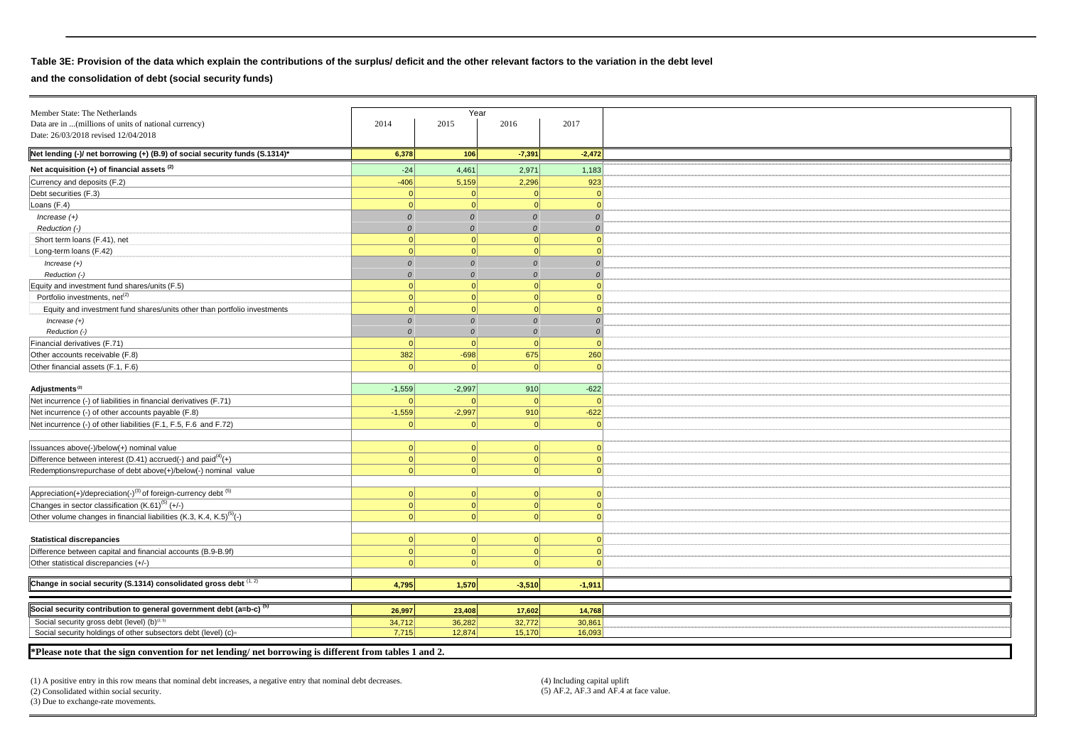**Table 3E: Provision of the data which explain the contributions of the surplus/ deficit and the other relevant factors to the variation in the debt level and the consolidation of debt (social security funds)**

| Member State: The Netherlands<br>Data are in ...(millions of units of national currency)<br>Date: 26/03/2018 revised 12/04/2018 | Year 2014 | 2015 | 2016 | 2017 |
|---|---|---|---|---|
| **Net lending (-)/ net borrowing (+) (B.9) of social security funds (S.1314)*** | **6,378** | **106** | **-7,391** | **-2,472** |
| **Net acquisition (+) of financial assets (2)** | -24 | 4,461 | 2,971 | 1,183 |
| Currency and deposits (F.2) | -406 | 5,159 | 2,296 | 923 |
| Debt securities (F.3) | 0 | 0 | 0 | 0 |
| Loans (F.4) | 0 | 0 | 0 | 0 |
| *Increase (+)* | *0* | *0* | *0* | *0* |
| *Reduction (-)* | *0* | *0* | *0* | *0* |
| Short term loans (F.41), net | 0 | 0 | 0 | 0 |
| Long-term loans (F.42) | 0 | 0 | 0 | 0 |
| *Increase (+)* | *0* | *0* | *0* | *0* |
| *Reduction (-)* | *0* | *0* | *0* | *0* |
| Equity and investment fund shares/units (F.5) | 0 | 0 | 0 | 0 |
| Portfolio investments, net(2) | 0 | 0 | 0 | 0 |
| Equity and investment fund shares/units other than portfolio investments | 0 | 0 | 0 | 0 |
| *Increase (+)* | *0* | *0* | *0* | *0* |
| *Reduction (-)* | *0* | *0* | *0* | *0* |
| Financial derivatives (F.71) | 0 | 0 | 0 | 0 |
| Other accounts receivable (F.8) | 382 | -698 | 675 | 260 |
| Other financial assets (F.1, F.6) | 0 | 0 | 0 | 0 |
| | | | | |
| **Adjustments (2)** | -1,559 | -2,997 | 910 | -622 |
| Net incurrence (-) of liabilities in financial derivatives (F.71) | 0 | 0 | 0 | 0 |
| Net incurrence (-) of other accounts payable (F.8) | -1,559 | -2,997 | 910 | -622 |
| Net incurrence (-) of other liabilities (F.1, F.5, F.6 and F.72) | 0 | 0 | 0 | 0 |
| | | | | |
| Issuances above(-)/below(+) nominal value | 0 | 0 | 0 | 0 |
| Difference between interest (D.41) accrued(-) and paid(4)(+) | 0 | 0 | 0 | 0 |
| Redemptions/repurchase of debt above(+)/below(-) nominal value | 0 | 0 | 0 | 0 |
| | | | | |
| Appreciation(+)/depreciation(-)(3) of foreign-currency debt (5) | 0 | 0 | 0 | 0 |
| Changes in sector classification (K.61)(5) (+/-) | 0 | 0 | 0 | 0 |
| Other volume changes in financial liabilities (K.3, K.4, K.5)(5)(-) | 0 | 0 | 0 | 0 |
| | | | | |
| **Statistical discrepancies** | 0 | 0 | 0 | 0 |
| Difference between capital and financial accounts (B.9-B.9f) | 0 | 0 | 0 | 0 |
| Other statistical discrepancies (+/-) | 0 | 0 | 0 | 0 |
| | | | | |
| **Change in social security (S.1314) consolidated gross debt (1, 2)** | **4,795** | **1,570** | **-3,510** | **-1,911** |
| | | | | |
| **Social security contribution to general government debt (a=b-c) (5)** | **26,997** | **23,408** | **17,602** | **14,768** |
| Social security gross debt (level) (b)(2, 5) | 34,712 | 36,282 | 32,772 | 30,861 |
| Social security holdings of other subsectors debt (level) (c)(5) | 7,715 | 12,874 | 15,170 | 16,093 |

**\*Please note that the sign convention for net lending/ net borrowing is different from tables 1 and 2.**

(1) A positive entry in this row means that nominal debt increases, a negative entry that nominal debt decreases.
(2) Consolidated within social security.
(3) Due to exchange-rate movements.
(4) Including capital uplift
(5) AF.2, AF.3 and AF.4 at face value.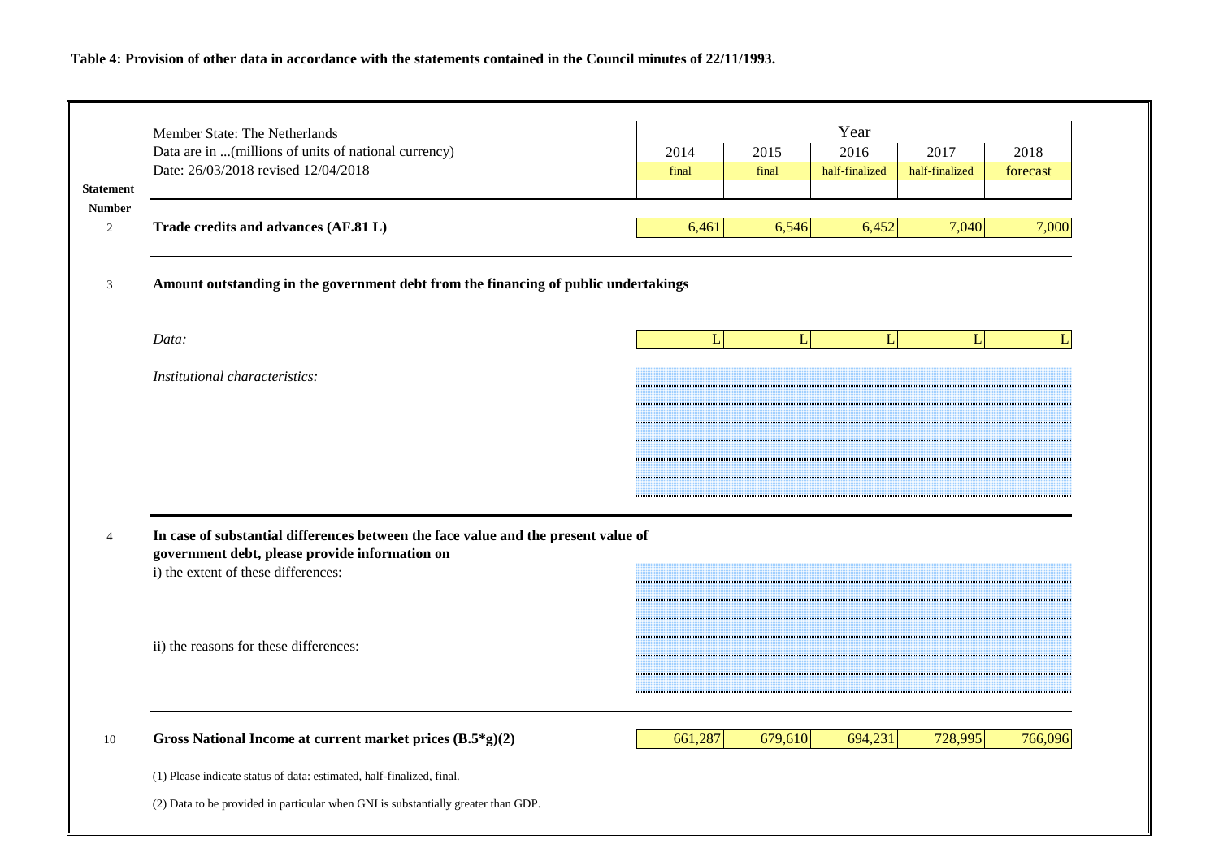**Table 4: Provision of other data in accordance with the statements contained in the Council minutes of 22/11/1993.**

| Statement Number | Member State: The Netherlands<br>Data are in ...(millions of units of national currency)<br>Date: 26/03/2018 revised 12/04/2018 | Year<br>2014<br>final | <br>2015<br>final | <br>2016<br>half-finalized | <br>2017<br>half-finalized | <br>2018<br>forecast |
|---|---|---|---|---|---|---|
| 2 | **Trade credits and advances (AF.81 L)** | 6,461 | 6,546 | 6,452 | 7,040 | 7,000 |
| 3 | **Amount outstanding in the government debt from the financing of public undertakings** | | | | | |
| | *Data:* | L | L | L | L | L |
| | *Institutional characteristics:* | | | | | |
| 4 | **In case of substantial differences between the face value and the present value of government debt, please provide information on** | | | | | |
| | i) the extent of these differences: | | | | | |
| | ii) the reasons for these differences: | | | | | |
| 10 | **Gross National Income at current market prices (B.5*g)(2)** | 661,287 | 679,610 | 694,231 | 728,995 | 766,096 |

(1) Please indicate status of data: estimated, half-finalized, final.

(2) Data to be provided in particular when GNI is substantially greater than GDP.